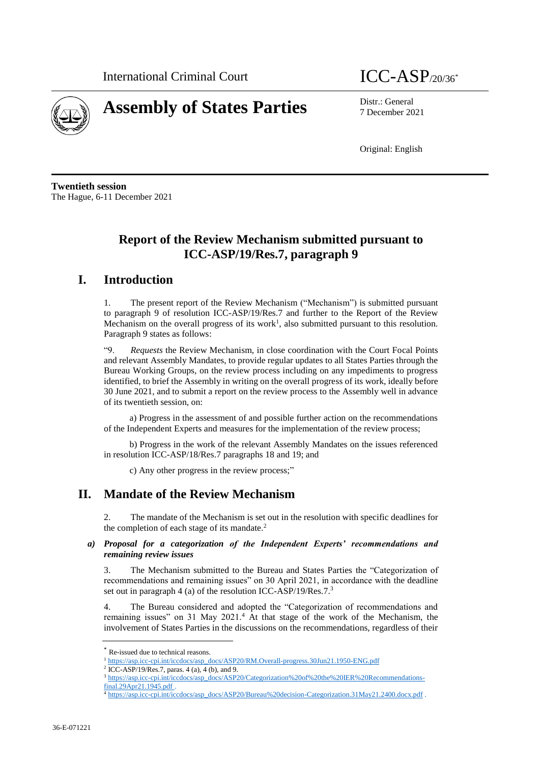International Criminal Court

ICC-ASP/20/36*

# Assembly of States Parties

Distr.: General
7 December 2021

Original: English

**Twentieth session**
The Hague, 6-11 December 2021

## Report of the Review Mechanism submitted pursuant to ICC-ASP/19/Res.7, paragraph 9

## I. Introduction

1. The present report of the Review Mechanism ("Mechanism") is submitted pursuant to paragraph 9 of resolution ICC-ASP/19/Res.7 and further to the Report of the Review Mechanism on the overall progress of its work[1], also submitted pursuant to this resolution. Paragraph 9 states as follows:

"9. *Requests* the Review Mechanism, in close coordination with the Court Focal Points and relevant Assembly Mandates, to provide regular updates to all States Parties through the Bureau Working Groups, on the review process including on any impediments to progress identified, to brief the Assembly in writing on the overall progress of its work, ideally before 30 June 2021, and to submit a report on the review process to the Assembly well in advance of its twentieth session, on:

a) Progress in the assessment of and possible further action on the recommendations of the Independent Experts and measures for the implementation of the review process;

b) Progress in the work of the relevant Assembly Mandates on the issues referenced in resolution ICC-ASP/18/Res.7 paragraphs 18 and 19; and

c) Any other progress in the review process;"

## II. Mandate of the Review Mechanism

2. The mandate of the Mechanism is set out in the resolution with specific deadlines for the completion of each stage of its mandate.[2]

### *a) Proposal for a categorization of the Independent Experts' recommendations and remaining review issues*

3. The Mechanism submitted to the Bureau and States Parties the "Categorization of recommendations and remaining issues" on 30 April 2021, in accordance with the deadline set out in paragraph 4 (a) of the resolution ICC-ASP/19/Res.7.[3]

4. The Bureau considered and adopted the "Categorization of recommendations and remaining issues" on 31 May 2021.[4] At that stage of the work of the Mechanism, the involvement of States Parties in the discussions on the recommendations, regardless of their

---

\* Re-issued due to technical reasons.

[1] https://asp.icc-cpi.int/iccdocs/asp_docs/ASP20/RM.Overall-progress.30Jun21.1950-ENG.pdf

[2] ICC-ASP/19/Res.7, paras. 4 (a), 4 (b), and 9.

[3] https://asp.icc-cpi.int/iccdocs/asp_docs/ASP20/Categorization%20of%20the%20IER%20Recommendations-final.29Apr21.1945.pdf .

[4] https://asp.icc-cpi.int/iccdocs/asp_docs/ASP20/Bureau%20decision-Categorization.31May21.2400.docx.pdf .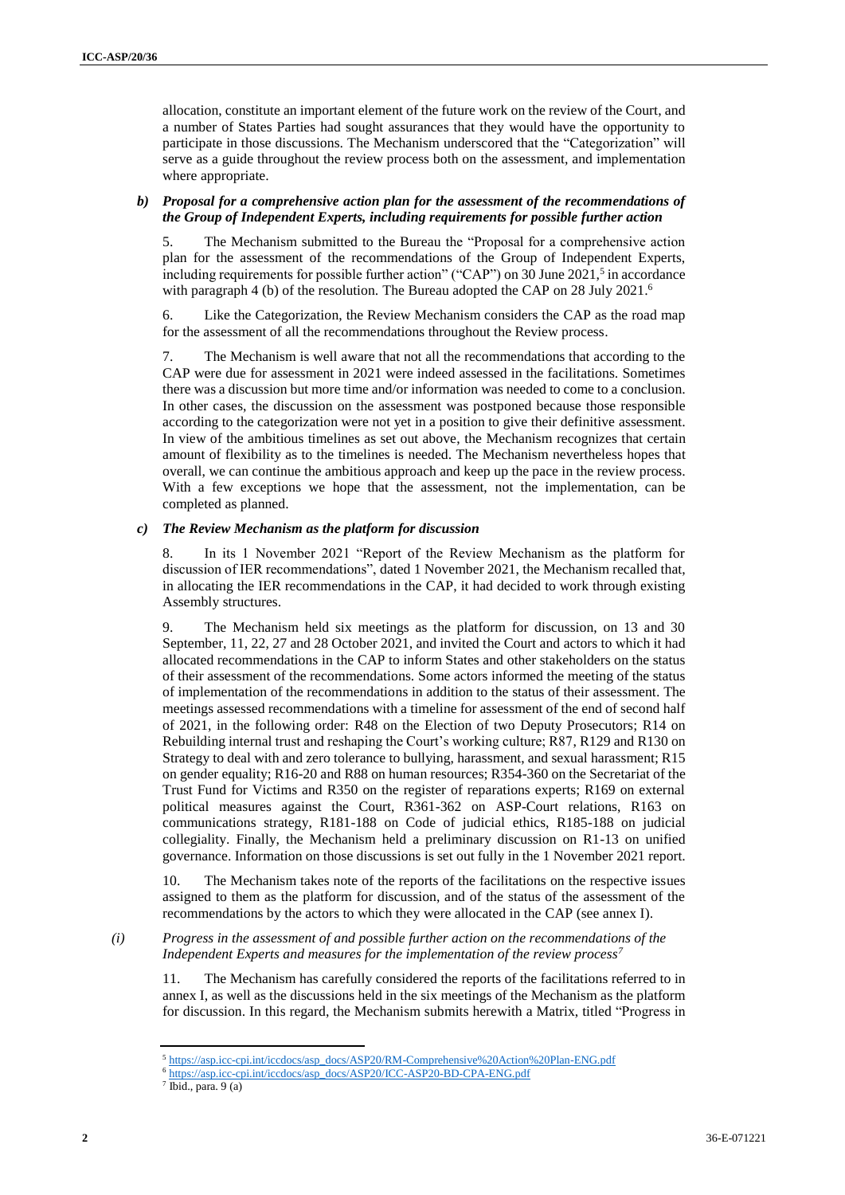allocation, constitute an important element of the future work on the review of the Court, and a number of States Parties had sought assurances that they would have the opportunity to participate in those discussions. The Mechanism underscored that the "Categorization" will serve as a guide throughout the review process both on the assessment, and implementation where appropriate.

#### *b) Proposal for a comprehensive action plan for the assessment of the recommendations of the Group of Independent Experts, including requirements for possible further action*

5. The Mechanism submitted to the Bureau the "Proposal for a comprehensive action plan for the assessment of the recommendations of the Group of Independent Experts, including requirements for possible further action" ("CAP") on 30 June 2021,[5] in accordance with paragraph 4 (b) of the resolution. The Bureau adopted the CAP on 28 July 2021.[6]

6. Like the Categorization, the Review Mechanism considers the CAP as the road map for the assessment of all the recommendations throughout the Review process.

7. The Mechanism is well aware that not all the recommendations that according to the CAP were due for assessment in 2021 were indeed assessed in the facilitations. Sometimes there was a discussion but more time and/or information was needed to come to a conclusion. In other cases, the discussion on the assessment was postponed because those responsible according to the categorization were not yet in a position to give their definitive assessment. In view of the ambitious timelines as set out above, the Mechanism recognizes that certain amount of flexibility as to the timelines is needed. The Mechanism nevertheless hopes that overall, we can continue the ambitious approach and keep up the pace in the review process. With a few exceptions we hope that the assessment, not the implementation, can be completed as planned.

#### *c) The Review Mechanism as the platform for discussion*

8. In its 1 November 2021 "Report of the Review Mechanism as the platform for discussion of IER recommendations", dated 1 November 2021, the Mechanism recalled that, in allocating the IER recommendations in the CAP, it had decided to work through existing Assembly structures.

9. The Mechanism held six meetings as the platform for discussion, on 13 and 30 September, 11, 22, 27 and 28 October 2021, and invited the Court and actors to which it had allocated recommendations in the CAP to inform States and other stakeholders on the status of their assessment of the recommendations. Some actors informed the meeting of the status of implementation of the recommendations in addition to the status of their assessment. The meetings assessed recommendations with a timeline for assessment of the end of second half of 2021, in the following order: R48 on the Election of two Deputy Prosecutors; R14 on Rebuilding internal trust and reshaping the Court's working culture; R87, R129 and R130 on Strategy to deal with and zero tolerance to bullying, harassment, and sexual harassment; R15 on gender equality; R16-20 and R88 on human resources; R354-360 on the Secretariat of the Trust Fund for Victims and R350 on the register of reparations experts; R169 on external political measures against the Court, R361-362 on ASP-Court relations, R163 on communications strategy, R181-188 on Code of judicial ethics, R185-188 on judicial collegiality. Finally, the Mechanism held a preliminary discussion on R1-13 on unified governance. Information on those discussions is set out fully in the 1 November 2021 report.

10. The Mechanism takes note of the reports of the facilitations on the respective issues assigned to them as the platform for discussion, and of the status of the assessment of the recommendations by the actors to which they were allocated in the CAP (see annex I).

#### *(i) Progress in the assessment of and possible further action on the recommendations of the Independent Experts and measures for the implementation of the review process*[7]

11. The Mechanism has carefully considered the reports of the facilitations referred to in annex I, as well as the discussions held in the six meetings of the Mechanism as the platform for discussion. In this regard, the Mechanism submits herewith a Matrix, titled "Progress in

---

[5] https://asp.icc-cpi.int/iccdocs/asp_docs/ASP20/RM-Comprehensive%20Action%20Plan-ENG.pdf

[6] https://asp.icc-cpi.int/iccdocs/asp_docs/ASP20/ICC-ASP20-BD-CPA-ENG.pdf

[7] Ibid., para. 9 (a)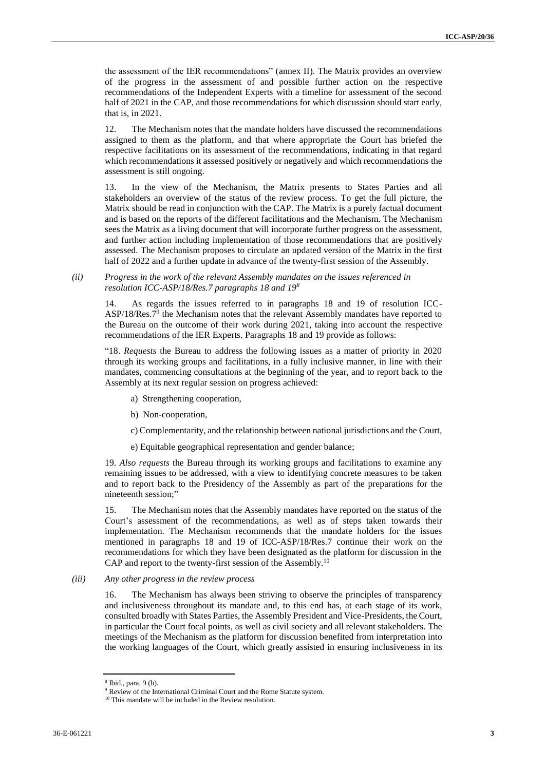the assessment of the IER recommendations" (annex II). The Matrix provides an overview of the progress in the assessment of and possible further action on the respective recommendations of the Independent Experts with a timeline for assessment of the second half of 2021 in the CAP, and those recommendations for which discussion should start early, that is, in 2021.

12. The Mechanism notes that the mandate holders have discussed the recommendations assigned to them as the platform, and that where appropriate the Court has briefed the respective facilitations on its assessment of the recommendations, indicating in that regard which recommendations it assessed positively or negatively and which recommendations the assessment is still ongoing.

13. In the view of the Mechanism, the Matrix presents to States Parties and all stakeholders an overview of the status of the review process. To get the full picture, the Matrix should be read in conjunction with the CAP. The Matrix is a purely factual document and is based on the reports of the different facilitations and the Mechanism. The Mechanism sees the Matrix as a living document that will incorporate further progress on the assessment, and further action including implementation of those recommendations that are positively assessed. The Mechanism proposes to circulate an updated version of the Matrix in the first half of 2022 and a further update in advance of the twenty-first session of the Assembly.

*(ii) Progress in the work of the relevant Assembly mandates on the issues referenced in resolution ICC-ASP/18/Res.7 paragraphs 18 and 19*[8]

14. As regards the issues referred to in paragraphs 18 and 19 of resolution ICC-ASP/18/Res.7[9] the Mechanism notes that the relevant Assembly mandates have reported to the Bureau on the outcome of their work during 2021, taking into account the respective recommendations of the IER Experts. Paragraphs 18 and 19 provide as follows:

"18. *Requests* the Bureau to address the following issues as a matter of priority in 2020 through its working groups and facilitations, in a fully inclusive manner, in line with their mandates, commencing consultations at the beginning of the year, and to report back to the Assembly at its next regular session on progress achieved:

a) Strengthening cooperation,

b) Non-cooperation,

c) Complementarity, and the relationship between national jurisdictions and the Court,

e) Equitable geographical representation and gender balance;

19. *Also requests* the Bureau through its working groups and facilitations to examine any remaining issues to be addressed, with a view to identifying concrete measures to be taken and to report back to the Presidency of the Assembly as part of the preparations for the nineteenth session;"

15. The Mechanism notes that the Assembly mandates have reported on the status of the Court's assessment of the recommendations, as well as of steps taken towards their implementation. The Mechanism recommends that the mandate holders for the issues mentioned in paragraphs 18 and 19 of ICC-ASP/18/Res.7 continue their work on the recommendations for which they have been designated as the platform for discussion in the CAP and report to the twenty-first session of the Assembly.[10]

*(iii) Any other progress in the review process*

16. The Mechanism has always been striving to observe the principles of transparency and inclusiveness throughout its mandate and, to this end has, at each stage of its work, consulted broadly with States Parties, the Assembly President and Vice-Presidents, the Court, in particular the Court focal points, as well as civil society and all relevant stakeholders. The meetings of the Mechanism as the platform for discussion benefited from interpretation into the working languages of the Court, which greatly assisted in ensuring inclusiveness in its

---

[8] Ibid., para. 9 (b).

[9] Review of the International Criminal Court and the Rome Statute system.

[10] This mandate will be included in the Review resolution.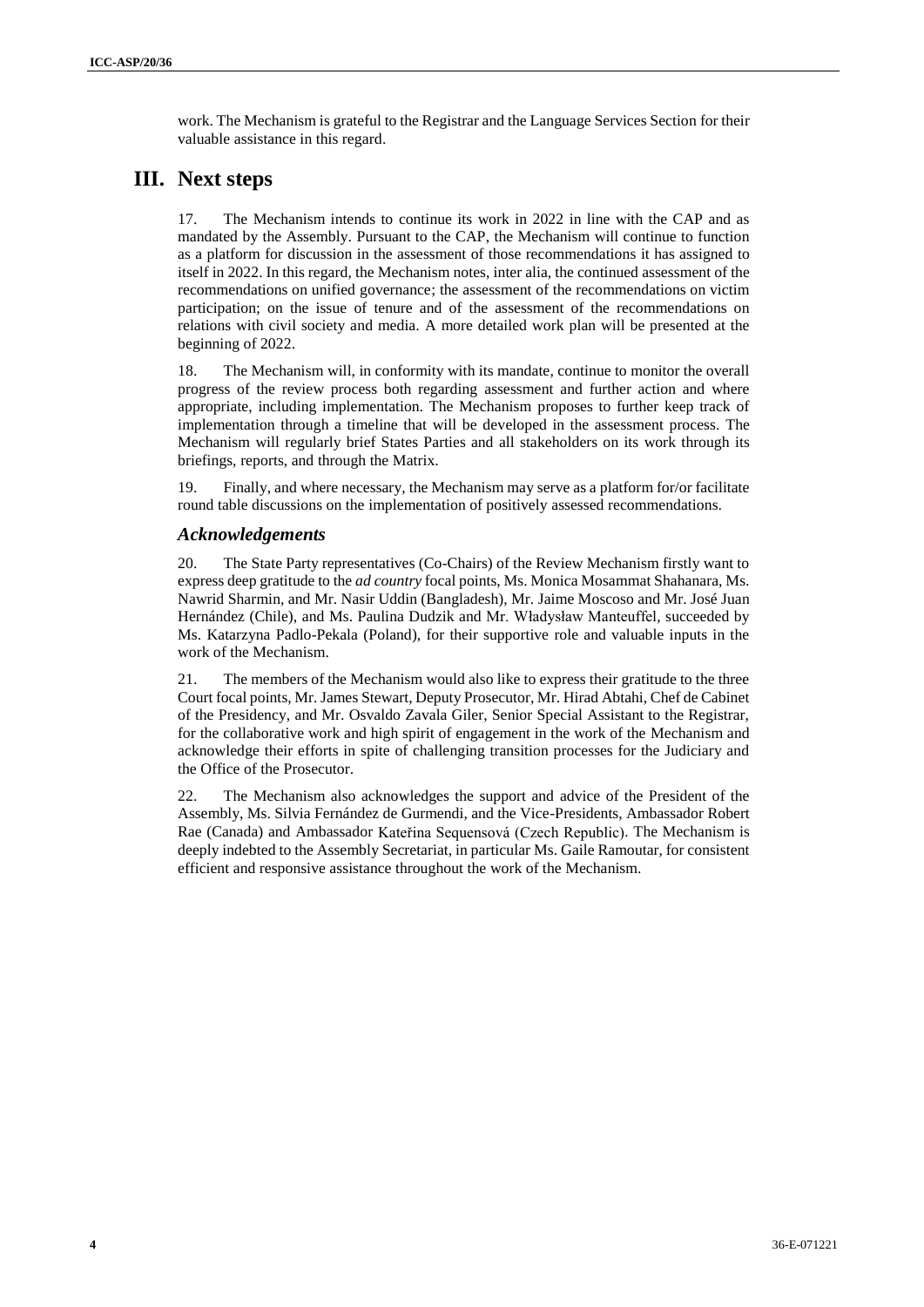work. The Mechanism is grateful to the Registrar and the Language Services Section for their valuable assistance in this regard.

# III. Next steps

17. The Mechanism intends to continue its work in 2022 in line with the CAP and as mandated by the Assembly. Pursuant to the CAP, the Mechanism will continue to function as a platform for discussion in the assessment of those recommendations it has assigned to itself in 2022. In this regard, the Mechanism notes, inter alia, the continued assessment of the recommendations on unified governance; the assessment of the recommendations on victim participation; on the issue of tenure and of the assessment of the recommendations on relations with civil society and media. A more detailed work plan will be presented at the beginning of 2022.

18. The Mechanism will, in conformity with its mandate, continue to monitor the overall progress of the review process both regarding assessment and further action and where appropriate, including implementation. The Mechanism proposes to further keep track of implementation through a timeline that will be developed in the assessment process. The Mechanism will regularly brief States Parties and all stakeholders on its work through its briefings, reports, and through the Matrix.

19. Finally, and where necessary, the Mechanism may serve as a platform for/or facilitate round table discussions on the implementation of positively assessed recommendations.

### *Acknowledgements*

20. The State Party representatives (Co-Chairs) of the Review Mechanism firstly want to express deep gratitude to the *ad country* focal points, Ms. Monica Mosammat Shahanara, Ms. Nawrid Sharmin, and Mr. Nasir Uddin (Bangladesh), Mr. Jaime Moscoso and Mr. José Juan Hernández (Chile), and Ms. Paulina Dudzik and Mr. Władysław Manteuffel, succeeded by Ms. Katarzyna Padlo-Pekala (Poland), for their supportive role and valuable inputs in the work of the Mechanism.

21. The members of the Mechanism would also like to express their gratitude to the three Court focal points, Mr. James Stewart, Deputy Prosecutor, Mr. Hirad Abtahi, Chef de Cabinet of the Presidency, and Mr. Osvaldo Zavala Giler, Senior Special Assistant to the Registrar, for the collaborative work and high spirit of engagement in the work of the Mechanism and acknowledge their efforts in spite of challenging transition processes for the Judiciary and the Office of the Prosecutor.

22. The Mechanism also acknowledges the support and advice of the President of the Assembly, Ms. Silvia Fernández de Gurmendi, and the Vice-Presidents, Ambassador Robert Rae (Canada) and Ambassador Kateřina Sequensová (Czech Republic). The Mechanism is deeply indebted to the Assembly Secretariat, in particular Ms. Gaile Ramoutar, for consistent efficient and responsive assistance throughout the work of the Mechanism.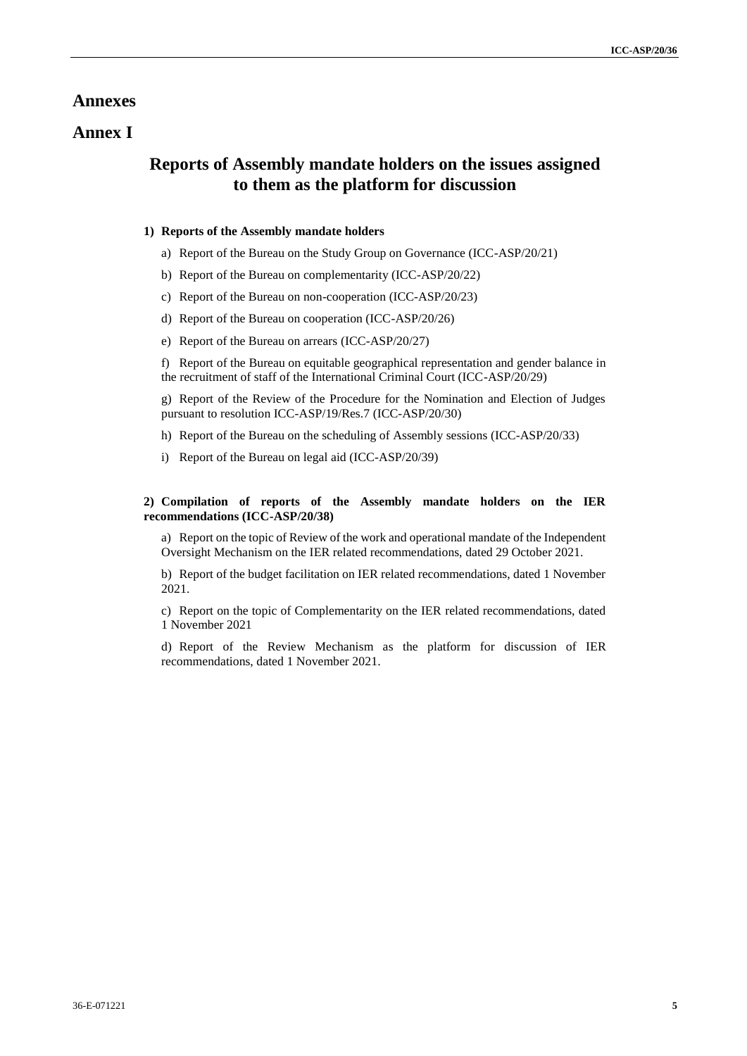# Annexes

## Annex I

### Reports of Assembly mandate holders on the issues assigned to them as the platform for discussion

**1) Reports of the Assembly mandate holders**

a) Report of the Bureau on the Study Group on Governance (ICC-ASP/20/21)

b) Report of the Bureau on complementarity (ICC-ASP/20/22)

c) Report of the Bureau on non-cooperation (ICC-ASP/20/23)

d) Report of the Bureau on cooperation (ICC-ASP/20/26)

e) Report of the Bureau on arrears (ICC-ASP/20/27)

f) Report of the Bureau on equitable geographical representation and gender balance in the recruitment of staff of the International Criminal Court (ICC-ASP/20/29)

g) Report of the Review of the Procedure for the Nomination and Election of Judges pursuant to resolution ICC-ASP/19/Res.7 (ICC-ASP/20/30)

h) Report of the Bureau on the scheduling of Assembly sessions (ICC-ASP/20/33)

i) Report of the Bureau on legal aid (ICC-ASP/20/39)

**2) Compilation of reports of the Assembly mandate holders on the IER recommendations (ICC-ASP/20/38)**

a) Report on the topic of Review of the work and operational mandate of the Independent Oversight Mechanism on the IER related recommendations, dated 29 October 2021.

b) Report of the budget facilitation on IER related recommendations, dated 1 November 2021.

c) Report on the topic of Complementarity on the IER related recommendations, dated 1 November 2021

d) Report of the Review Mechanism as the platform for discussion of IER recommendations, dated 1 November 2021.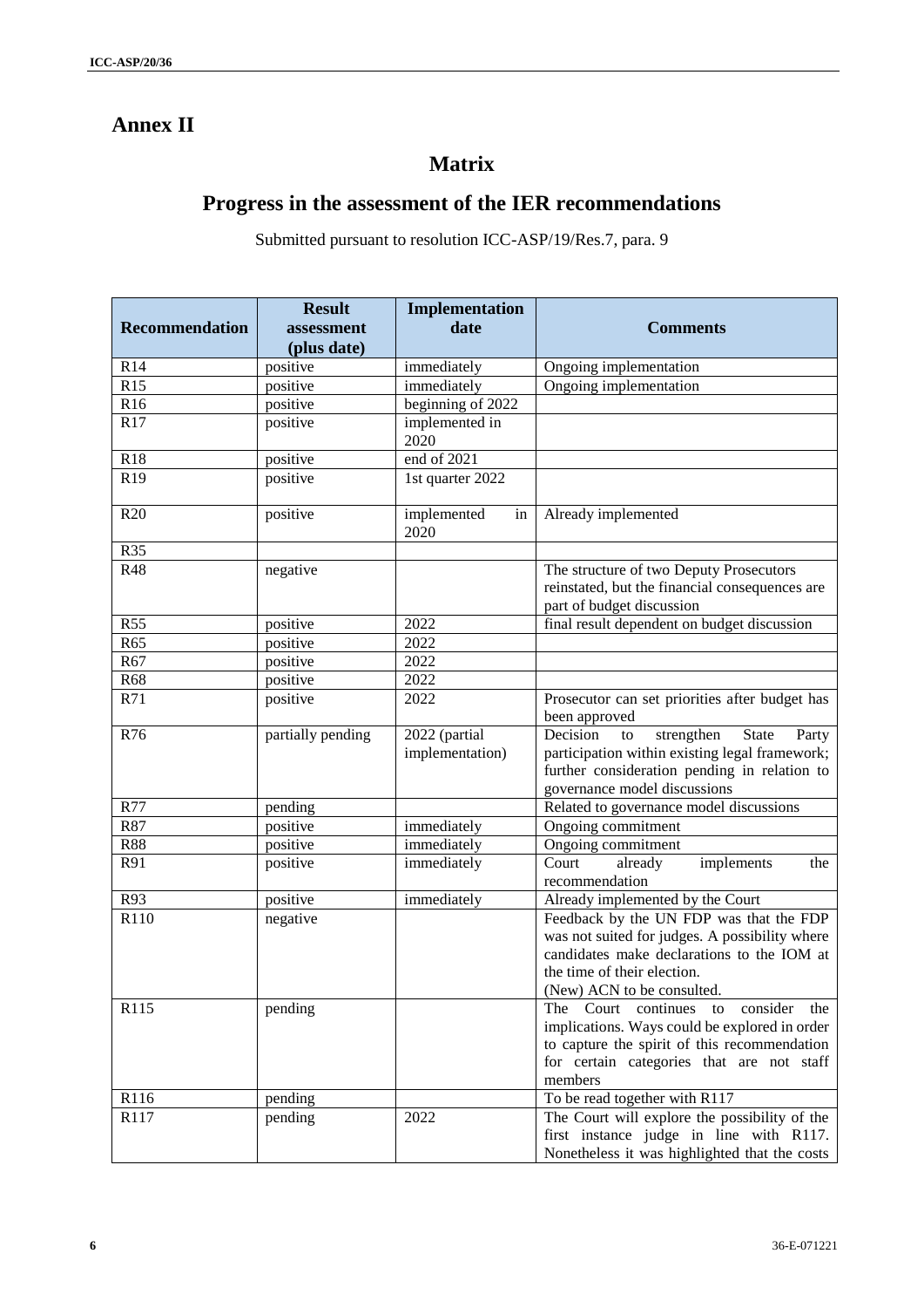# Annex II

## Matrix

## Progress in the assessment of the IER recommendations

Submitted pursuant to resolution ICC-ASP/19/Res.7, para. 9

| Recommendation | Result assessment (plus date) | Implementation date | Comments |
|---|---|---|---|
| R14 | positive | immediately | Ongoing implementation |
| R15 | positive | immediately | Ongoing implementation |
| R16 | positive | beginning of 2022 | |
| R17 | positive | implemented in 2020 | |
| R18 | positive | end of 2021 | |
| R19 | positive | 1st quarter 2022 | |
| R20 | positive | implemented in 2020 | Already implemented |
| R35 | | | |
| R48 | negative | | The structure of two Deputy Prosecutors reinstated, but the financial consequences are part of budget discussion |
| R55 | positive | 2022 | final result dependent on budget discussion |
| R65 | positive | 2022 | |
| R67 | positive | 2022 | |
| R68 | positive | 2022 | |
| R71 | positive | 2022 | Prosecutor can set priorities after budget has been approved |
| R76 | partially pending | 2022 (partial implementation) | Decision to strengthen State Party participation within existing legal framework; further consideration pending in relation to governance model discussions |
| R77 | pending | | Related to governance model discussions |
| R87 | positive | immediately | Ongoing commitment |
| R88 | positive | immediately | Ongoing commitment |
| R91 | positive | immediately | Court already implements the recommendation |
| R93 | positive | immediately | Already implemented by the Court |
| R110 | negative | | Feedback by the UN FDP was that the FDP was not suited for judges. A possibility where candidates make declarations to the IOM at the time of their election. (New) ACN to be consulted. |
| R115 | pending | | The Court continues to consider the implications. Ways could be explored in order to capture the spirit of this recommendation for certain categories that are not staff members |
| R116 | pending | | To be read together with R117 |
| R117 | pending | 2022 | The Court will explore the possibility of the first instance judge in line with R117. Nonetheless it was highlighted that the costs |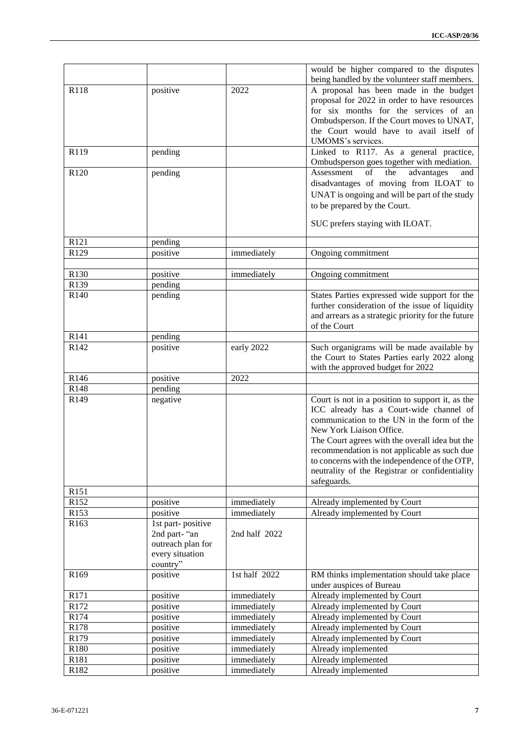| | | | |
|---|---|---|---|
| | | | would be higher compared to the disputes being handled by the volunteer staff members. |
| R118 | positive | 2022 | A proposal has been made in the budget proposal for 2022 in order to have resources for six months for the services of an Ombudsperson. If the Court moves to UNAT, the Court would have to avail itself of UMOMS's services. |
| R119 | pending | | Linked to R117. As a general practice, Ombudsperson goes together with mediation. |
| R120 | pending | | Assessment of the advantages and disadvantages of moving from ILOAT to UNAT is ongoing and will be part of the study to be prepared by the Court.<br><br>SUC prefers staying with ILOAT. |
| R121 | pending | | |
| R129 | positive | immediately | Ongoing commitment |
| | | | |
| R130 | positive | immediately | Ongoing commitment |
| R139 | pending | | |
| R140 | pending | | States Parties expressed wide support for the further consideration of the issue of liquidity and arrears as a strategic priority for the future of the Court |
| R141 | pending | | |
| R142 | positive | early 2022 | Such organigrams will be made available by the Court to States Parties early 2022 along with the approved budget for 2022 |
| R146 | positive | 2022 | |
| R148 | pending | | |
| R149 | negative | | Court is not in a position to support it, as the ICC already has a Court-wide channel of communication to the UN in the form of the New York Liaison Office.<br>The Court agrees with the overall idea but the recommendation is not applicable as such due to concerns with the independence of the OTP, neutrality of the Registrar or confidentiality safeguards. |
| R151 | | | |
| R152 | positive | immediately | Already implemented by Court |
| R153 | positive | immediately | Already implemented by Court |
| R163 | 1st part- positive<br>2nd part- "an outreach plan for every situation country" | 2nd half 2022 | |
| R169 | positive | 1st half 2022 | RM thinks implementation should take place under auspices of Bureau |
| R171 | positive | immediately | Already implemented by Court |
| R172 | positive | immediately | Already implemented by Court |
| R174 | positive | immediately | Already implemented by Court |
| R178 | positive | immediately | Already implemented by Court |
| R179 | positive | immediately | Already implemented by Court |
| R180 | positive | immediately | Already implemented |
| R181 | positive | immediately | Already implemented |
| R182 | positive | immediately | Already implemented |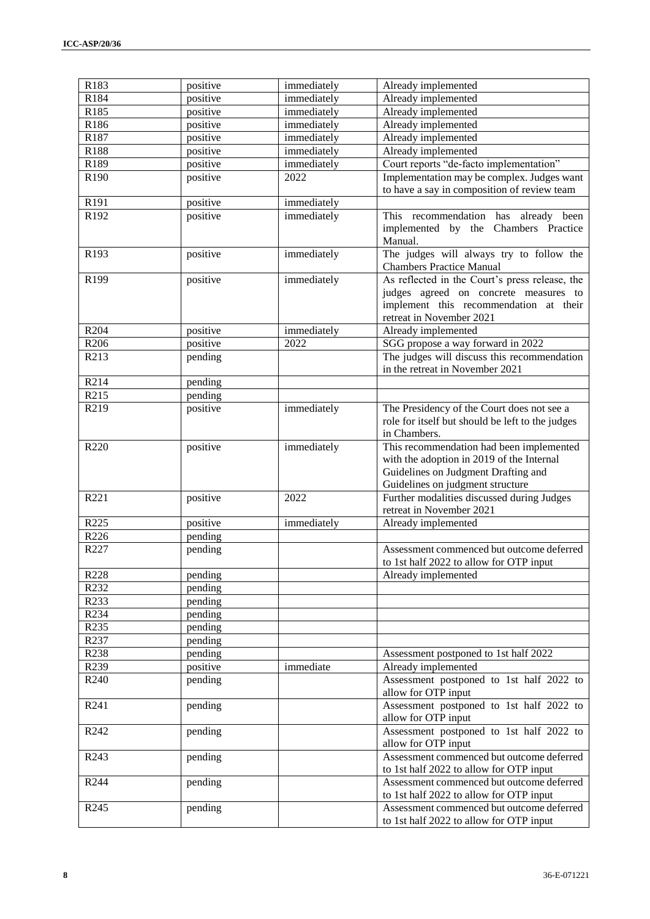| | | | |
|---|---|---|---|
| R183 | positive | immediately | Already implemented |
| R184 | positive | immediately | Already implemented |
| R185 | positive | immediately | Already implemented |
| R186 | positive | immediately | Already implemented |
| R187 | positive | immediately | Already implemented |
| R188 | positive | immediately | Already implemented |
| R189 | positive | immediately | Court reports "de-facto implementation" |
| R190 | positive | 2022 | Implementation may be complex. Judges want to have a say in composition of review team |
| R191 | positive | immediately | |
| R192 | positive | immediately | This recommendation has already been implemented by the Chambers Practice Manual. |
| R193 | positive | immediately | The judges will always try to follow the Chambers Practice Manual |
| R199 | positive | immediately | As reflected in the Court's press release, the judges agreed on concrete measures to implement this recommendation at their retreat in November 2021 |
| R204 | positive | immediately | Already implemented |
| R206 | positive | 2022 | SGG propose a way forward in 2022 |
| R213 | pending | | The judges will discuss this recommendation in the retreat in November 2021 |
| R214 | pending | | |
| R215 | pending | | |
| R219 | positive | immediately | The Presidency of the Court does not see a role for itself but should be left to the judges in Chambers. |
| R220 | positive | immediately | This recommendation had been implemented with the adoption in 2019 of the Internal Guidelines on Judgment Drafting and Guidelines on judgment structure |
| R221 | positive | 2022 | Further modalities discussed during Judges retreat in November 2021 |
| R225 | positive | immediately | Already implemented |
| R226 | pending | | |
| R227 | pending | | Assessment commenced but outcome deferred to 1st half 2022 to allow for OTP input |
| R228 | pending | | Already implemented |
| R232 | pending | | |
| R233 | pending | | |
| R234 | pending | | |
| R235 | pending | | |
| R237 | pending | | |
| R238 | pending | | Assessment postponed to 1st half 2022 |
| R239 | positive | immediate | Already implemented |
| R240 | pending | | Assessment postponed to 1st half 2022 to allow for OTP input |
| R241 | pending | | Assessment postponed to 1st half 2022 to allow for OTP input |
| R242 | pending | | Assessment postponed to 1st half 2022 to allow for OTP input |
| R243 | pending | | Assessment commenced but outcome deferred to 1st half 2022 to allow for OTP input |
| R244 | pending | | Assessment commenced but outcome deferred to 1st half 2022 to allow for OTP input |
| R245 | pending | | Assessment commenced but outcome deferred to 1st half 2022 to allow for OTP input |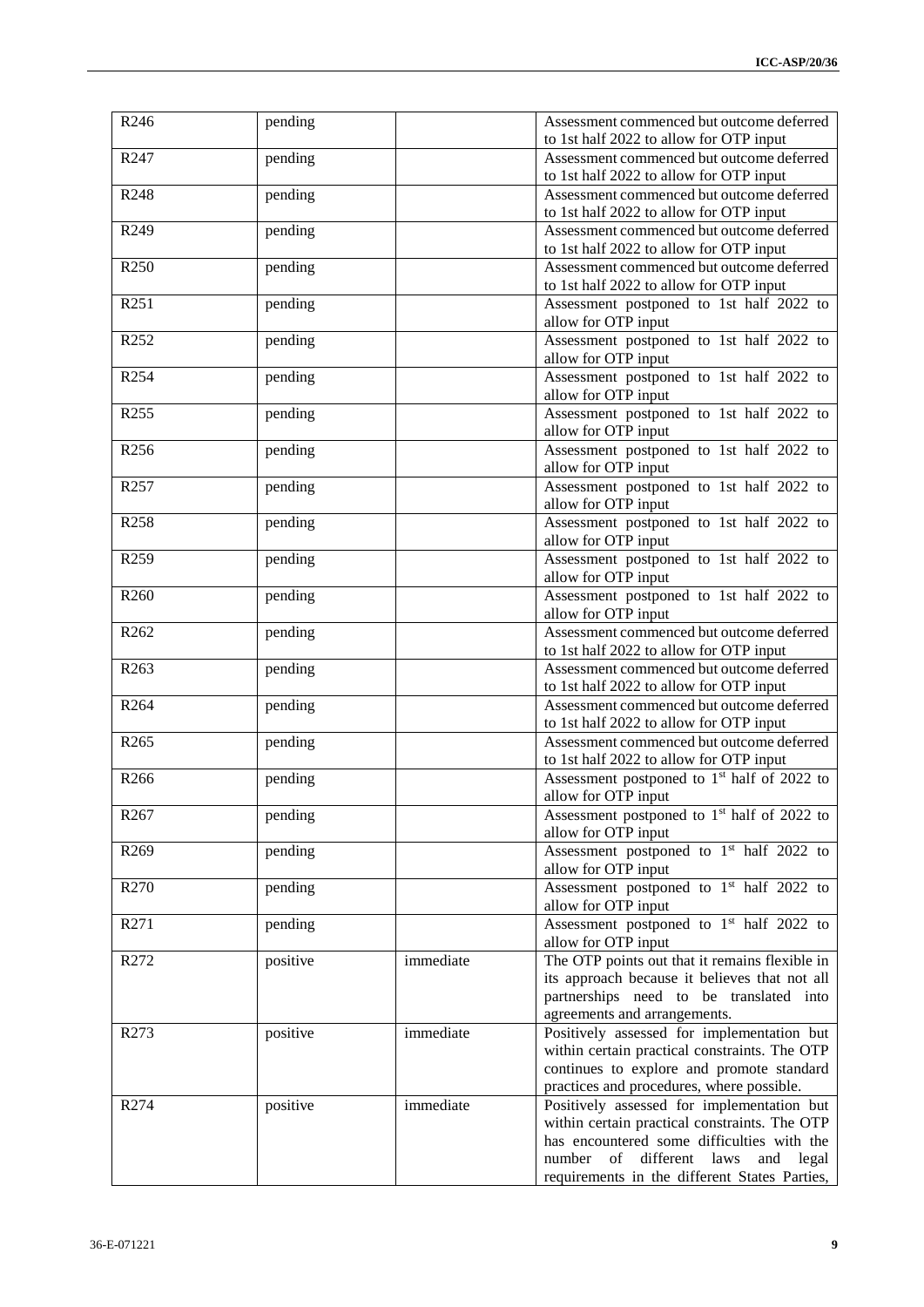| R246 | pending | | Assessment commenced but outcome deferred to 1st half 2022 to allow for OTP input |
|---|---|---|---|
| R247 | pending | | Assessment commenced but outcome deferred to 1st half 2022 to allow for OTP input |
| R248 | pending | | Assessment commenced but outcome deferred to 1st half 2022 to allow for OTP input |
| R249 | pending | | Assessment commenced but outcome deferred to 1st half 2022 to allow for OTP input |
| R250 | pending | | Assessment commenced but outcome deferred to 1st half 2022 to allow for OTP input |
| R251 | pending | | Assessment postponed to 1st half 2022 to allow for OTP input |
| R252 | pending | | Assessment postponed to 1st half 2022 to allow for OTP input |
| R254 | pending | | Assessment postponed to 1st half 2022 to allow for OTP input |
| R255 | pending | | Assessment postponed to 1st half 2022 to allow for OTP input |
| R256 | pending | | Assessment postponed to 1st half 2022 to allow for OTP input |
| R257 | pending | | Assessment postponed to 1st half 2022 to allow for OTP input |
| R258 | pending | | Assessment postponed to 1st half 2022 to allow for OTP input |
| R259 | pending | | Assessment postponed to 1st half 2022 to allow for OTP input |
| R260 | pending | | Assessment postponed to 1st half 2022 to allow for OTP input |
| R262 | pending | | Assessment commenced but outcome deferred to 1st half 2022 to allow for OTP input |
| R263 | pending | | Assessment commenced but outcome deferred to 1st half 2022 to allow for OTP input |
| R264 | pending | | Assessment commenced but outcome deferred to 1st half 2022 to allow for OTP input |
| R265 | pending | | Assessment commenced but outcome deferred to 1st half 2022 to allow for OTP input |
| R266 | pending | | Assessment postponed to 1st half of 2022 to allow for OTP input |
| R267 | pending | | Assessment postponed to 1st half of 2022 to allow for OTP input |
| R269 | pending | | Assessment postponed to 1st half 2022 to allow for OTP input |
| R270 | pending | | Assessment postponed to 1st half 2022 to allow for OTP input |
| R271 | pending | | Assessment postponed to 1st half 2022 to allow for OTP input |
| R272 | positive | immediate | The OTP points out that it remains flexible in its approach because it believes that not all partnerships need to be translated into agreements and arrangements. |
| R273 | positive | immediate | Positively assessed for implementation but within certain practical constraints. The OTP continues to explore and promote standard practices and procedures, where possible. |
| R274 | positive | immediate | Positively assessed for implementation but within certain practical constraints. The OTP has encountered some difficulties with the number of different laws and legal requirements in the different States Parties, |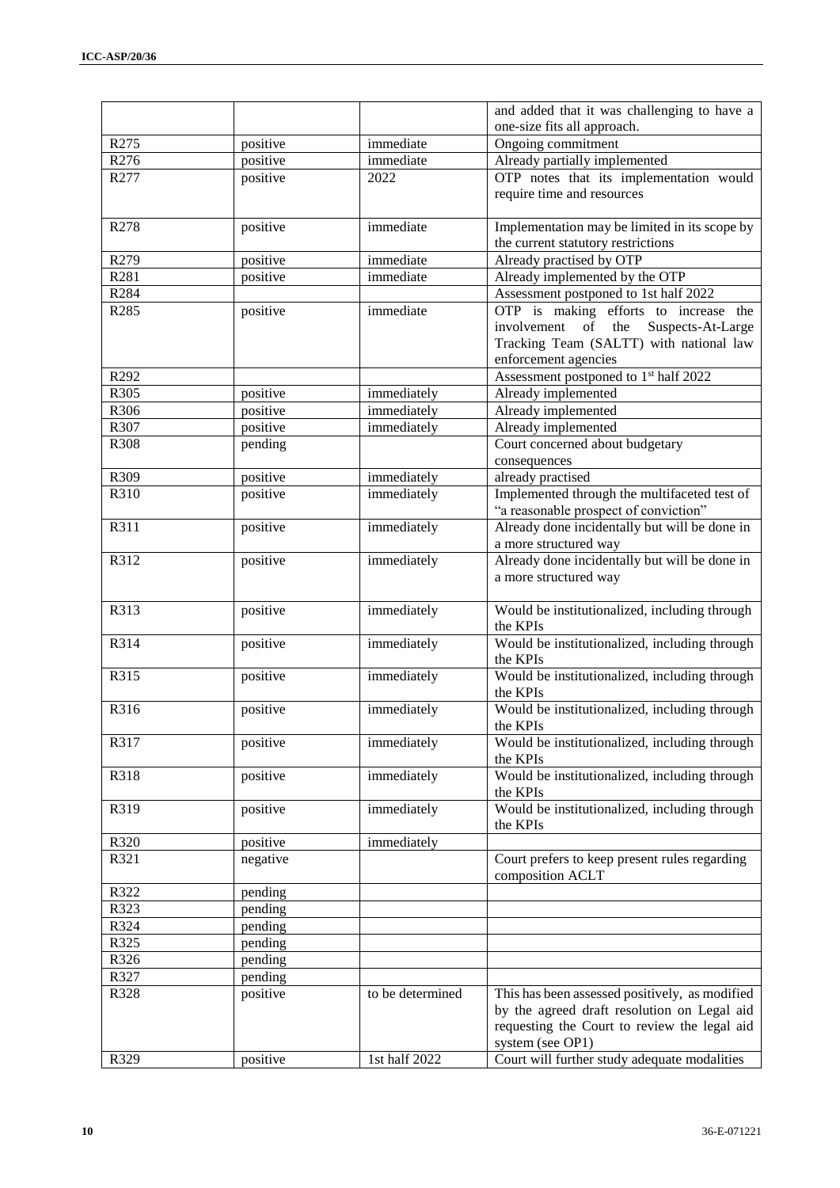| | | | |
|---|---|---|---|
| | | | and added that it was challenging to have a one-size fits all approach. |
| R275 | positive | immediate | Ongoing commitment |
| R276 | positive | immediate | Already partially implemented |
| R277 | positive | 2022 | OTP notes that its implementation would require time and resources |
| R278 | positive | immediate | Implementation may be limited in its scope by the current statutory restrictions |
| R279 | positive | immediate | Already practised by OTP |
| R281 | positive | immediate | Already implemented by the OTP |
| R284 | | | Assessment postponed to 1st half 2022 |
| R285 | positive | immediate | OTP is making efforts to increase the involvement of the Suspects-At-Large Tracking Team (SALTT) with national law enforcement agencies |
| R292 | | | Assessment postponed to 1st half 2022 |
| R305 | positive | immediately | Already implemented |
| R306 | positive | immediately | Already implemented |
| R307 | positive | immediately | Already implemented |
| R308 | pending | | Court concerned about budgetary consequences |
| R309 | positive | immediately | already practised |
| R310 | positive | immediately | Implemented through the multifaceted test of "a reasonable prospect of conviction" |
| R311 | positive | immediately | Already done incidentally but will be done in a more structured way |
| R312 | positive | immediately | Already done incidentally but will be done in a more structured way |
| R313 | positive | immediately | Would be institutionalized, including through the KPIs |
| R314 | positive | immediately | Would be institutionalized, including through the KPIs |
| R315 | positive | immediately | Would be institutionalized, including through the KPIs |
| R316 | positive | immediately | Would be institutionalized, including through the KPIs |
| R317 | positive | immediately | Would be institutionalized, including through the KPIs |
| R318 | positive | immediately | Would be institutionalized, including through the KPIs |
| R319 | positive | immediately | Would be institutionalized, including through the KPIs |
| R320 | positive | immediately | |
| R321 | negative | | Court prefers to keep present rules regarding composition ACLT |
| R322 | pending | | |
| R323 | pending | | |
| R324 | pending | | |
| R325 | pending | | |
| R326 | pending | | |
| R327 | pending | | |
| R328 | positive | to be determined | This has been assessed positively, as modified by the agreed draft resolution on Legal aid requesting the Court to review the legal aid system (see OP1) |
| R329 | positive | 1st half 2022 | Court will further study adequate modalities |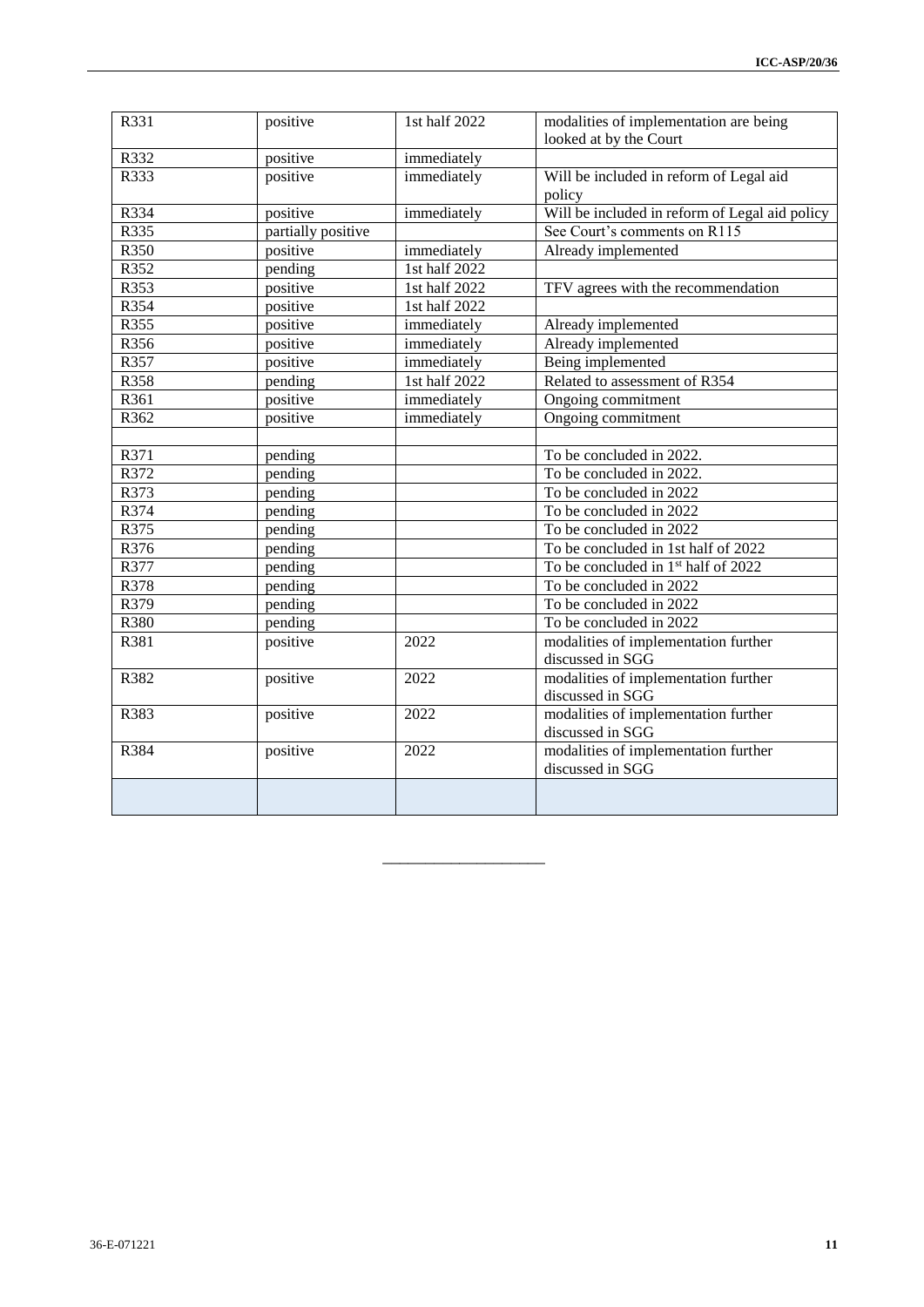| | | | |
|---|---|---|---|
| R331 | positive | 1st half 2022 | modalities of implementation are being looked at by the Court |
| R332 | positive | immediately | |
| R333 | positive | immediately | Will be included in reform of Legal aid policy |
| R334 | positive | immediately | Will be included in reform of Legal aid policy |
| R335 | partially positive | | See Court's comments on R115 |
| R350 | positive | immediately | Already implemented |
| R352 | pending | 1st half 2022 | |
| R353 | positive | 1st half 2022 | TFV agrees with the recommendation |
| R354 | positive | 1st half 2022 | |
| R355 | positive | immediately | Already implemented |
| R356 | positive | immediately | Already implemented |
| R357 | positive | immediately | Being implemented |
| R358 | pending | 1st half 2022 | Related to assessment of R354 |
| R361 | positive | immediately | Ongoing commitment |
| R362 | positive | immediately | Ongoing commitment |
| | | | |
| R371 | pending | | To be concluded in 2022. |
| R372 | pending | | To be concluded in 2022. |
| R373 | pending | | To be concluded in 2022 |
| R374 | pending | | To be concluded in 2022 |
| R375 | pending | | To be concluded in 2022 |
| R376 | pending | | To be concluded in 1st half of 2022 |
| R377 | pending | | To be concluded in 1st half of 2022 |
| R378 | pending | | To be concluded in 2022 |
| R379 | pending | | To be concluded in 2022 |
| R380 | pending | | To be concluded in 2022 |
| R381 | positive | 2022 | modalities of implementation further discussed in SGG |
| R382 | positive | 2022 | modalities of implementation further discussed in SGG |
| R383 | positive | 2022 | modalities of implementation further discussed in SGG |
| R384 | positive | 2022 | modalities of implementation further discussed in SGG |
| | | | |